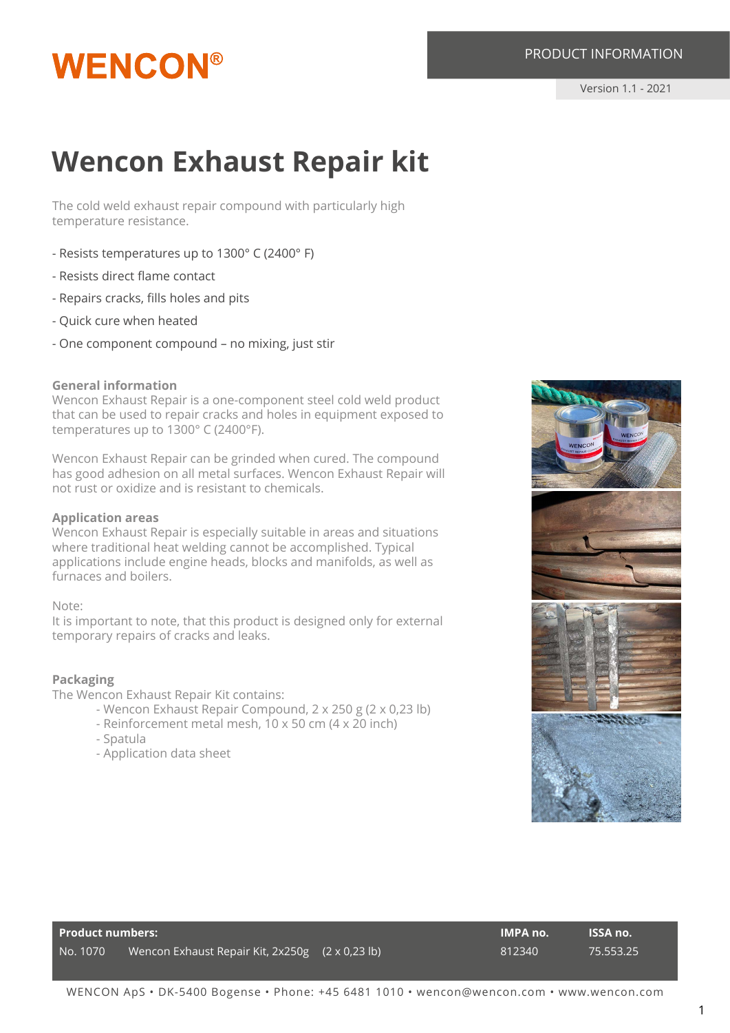WENCON®

PRODUCT INFORMATION

Version 1.1 - 2021

# Wencon Exhaust Repair kit

The cold weld exhaust repair compound with particularly high temperature resistance.

- Resists temperatures up to 1300° C (2400° F)
- Resists direct flame contact
- Repairs cracks, fills holes and pits
- Quick cure when heated
- One component compound – no mixing, just stir

### General information

Wencon Exhaust Repair is a one-component steel cold weld product that can be used to repair cracks and holes in equipment exposed to temperatures up to 1300° C (2400°F).

Wencon Exhaust Repair can be grinded when cured. The compound has good adhesion on all metal surfaces. Wencon Exhaust Repair will not rust or oxidize and is resistant to chemicals.

### Application areas

Wencon Exhaust Repair is especially suitable in areas and situations where traditional heat welding cannot be accomplished. Typical applications include engine heads, blocks and manifolds, as well as furnaces and boilers.

Note:
It is important to note, that this product is designed only for external temporary repairs of cracks and leaks.

### Packaging

The Wencon Exhaust Repair Kit contains:

- Wencon Exhaust Repair Compound, 2 x 250 g (2 x 0,23 lb)
- Reinforcement metal mesh, 10 x 50 cm (4 x 20 inch)
- Spatula
- Application data sheet

| Product numbers: | | IMPA no. | ISSA no. |
|---|---|---|---|
| No. 1070 | Wencon Exhaust Repair Kit, 2x250g (2 x 0,23 lb) | 812340 | 75.553.25 |

WENCON ApS • DK-5400 Bogense • Phone: +45 6481 1010 • wencon@wencon.com • www.wencon.com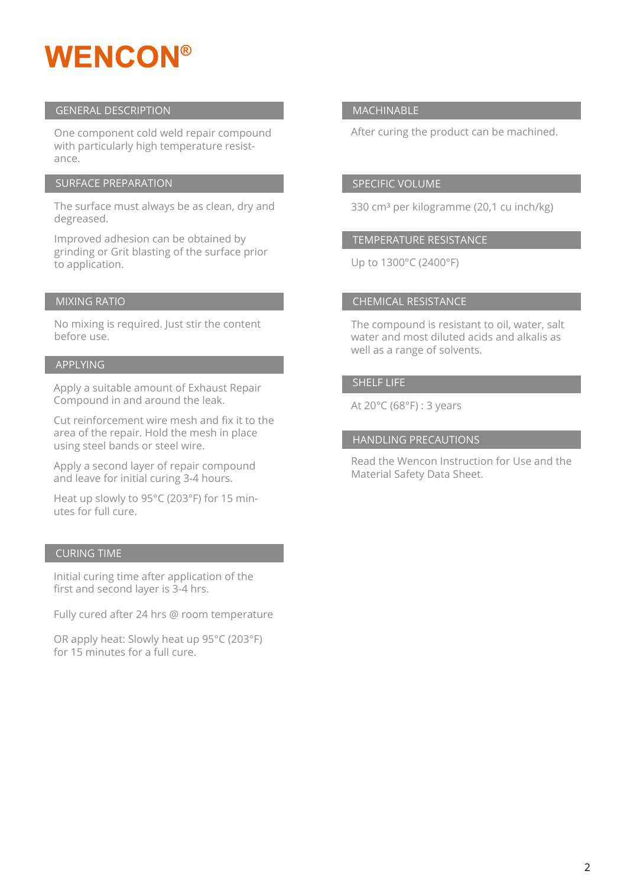# WENCON®

## GENERAL DESCRIPTION

One component cold weld repair compound with particularly high temperature resistance.

## SURFACE PREPARATION

The surface must always be as clean, dry and degreased.

Improved adhesion can be obtained by grinding or Grit blasting of the surface prior to application.

## MIXING RATIO

No mixing is required. Just stir the content before use.

## APPLYING

Apply a suitable amount of Exhaust Repair Compound in and around the leak.

Cut reinforcement wire mesh and fix it to the area of the repair. Hold the mesh in place using steel bands or steel wire.

Apply a second layer of repair compound and leave for initial curing 3-4 hours.

Heat up slowly to 95°C (203°F) for 15 minutes for full cure.

## CURING TIME

Initial curing time after application of the first and second layer is 3-4 hrs.

Fully cured after 24 hrs @ room temperature

OR apply heat: Slowly heat up 95°C (203°F) for 15 minutes for a full cure.

## MACHINABLE

After curing the product can be machined.

## SPECIFIC VOLUME

330 cm³ per kilogramme (20,1 cu inch/kg)

## TEMPERATURE RESISTANCE

Up to 1300°C (2400°F)

## CHEMICAL RESISTANCE

The compound is resistant to oil, water, salt water and most diluted acids and alkalis as well as a range of solvents.

## SHELF LIFE

At 20°C (68°F) : 3 years

## HANDLING PRECAUTIONS

Read the Wencon Instruction for Use and the Material Safety Data Sheet.